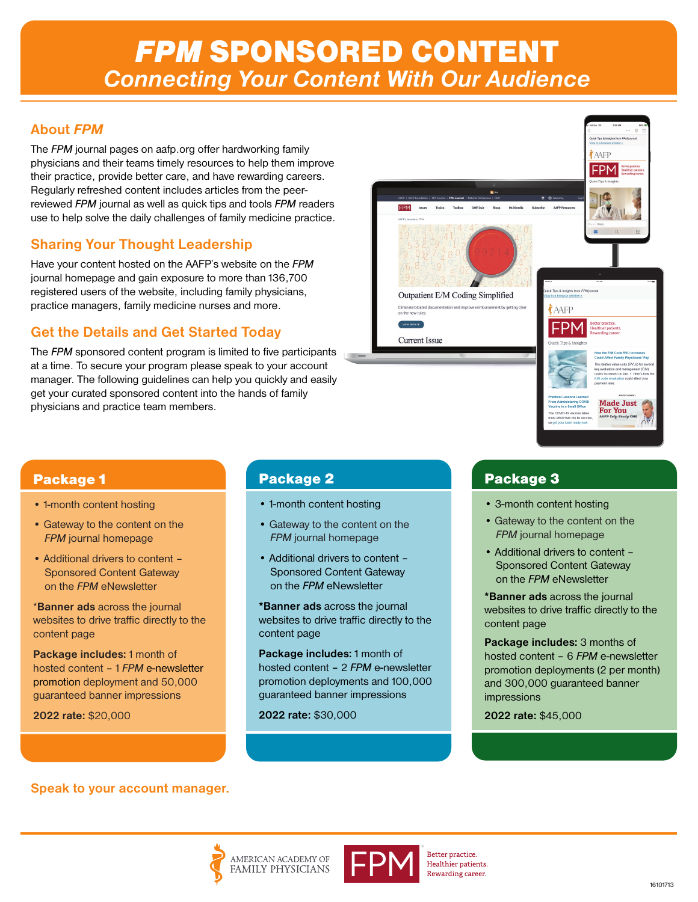# *FPM* SPONSORED CONTENT

## *Connecting Your Content With Our Audience*

## About *FPM*

The *FPM* journal pages on aafp.org offer hardworking family physicians and their teams timely resources to help them improve their practice, provide better care, and have rewarding careers. Regularly refreshed content includes articles from the peer-reviewed *FPM* journal as well as quick tips and tools *FPM* readers use to help solve the daily challenges of family medicine practice.

## Sharing Your Thought Leadership

Have your content hosted on the AAFP's website on the *FPM* journal homepage and gain exposure to more than 136,700 registered users of the website, including family physicians, practice managers, family medicine nurses and more.

## Get the Details and Get Started Today

The *FPM* sponsored content program is limited to five participants at a time. To secure your program please speak to your account manager. The following guidelines can help you quickly and easily get your curated sponsored content into the hands of family physicians and practice team members.

### Package 1

- 1-month content hosting
- Gateway to the content on the *FPM* journal homepage
- Additional drivers to content – Sponsored Content Gateway on the *FPM* eNewsletter

***Banner ads** across the journal websites to drive traffic directly to the content page

**Package includes:** 1 month of hosted content – 1 *FPM* e-newsletter promotion deployment and 50,000 guaranteed banner impressions

**2022 rate:** $20,000

### Package 2

- 1-month content hosting
- Gateway to the content on the *FPM* journal homepage
- Additional drivers to content – Sponsored Content Gateway on the *FPM* eNewsletter

***Banner ads** across the journal websites to drive traffic directly to the content page

**Package includes:** 1 month of hosted content – 2 *FPM* e-newsletter promotion deployments and 100,000 guaranteed banner impressions

**2022 rate:** $30,000

### Package 3

- 3-month content hosting
- Gateway to the content on the *FPM* journal homepage
- Additional drivers to content – Sponsored Content Gateway on the *FPM* eNewsletter

***Banner ads** across the journal websites to drive traffic directly to the content page

**Package includes:** 3 months of hosted content – 6 *FPM* e-newsletter promotion deployments (2 per month) and 300,000 guaranteed banner impressions

**2022 rate:** $45,000

**Speak to your account manager.**

AMERICAN ACADEMY OF FAMILY PHYSICIANS

FPM Better practice. Healthier patients. Rewarding career.

16101713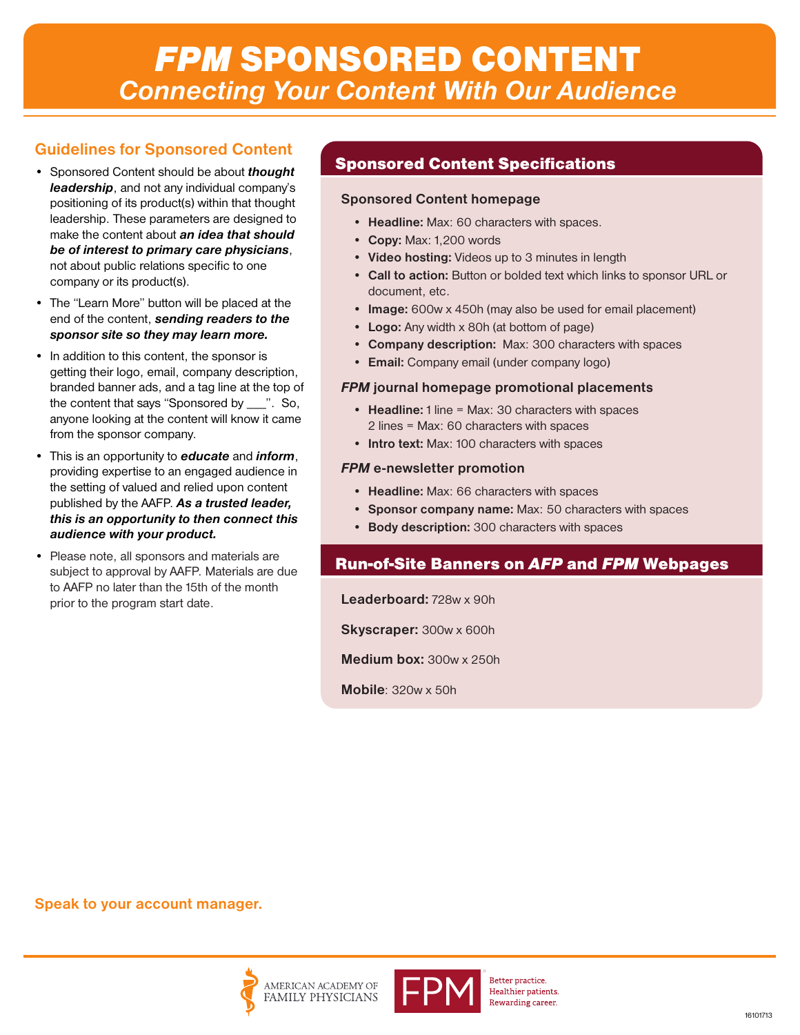# *FPM* SPONSORED CONTENT

## *Connecting Your Content With Our Audience*

### Guidelines for Sponsored Content

- Sponsored Content should be about ***thought leadership***, and not any individual company's positioning of its product(s) within that thought leadership. These parameters are designed to make the content about ***an idea that should be of interest to primary care physicians***, not about public relations specific to one company or its product(s).
- The "Learn More" button will be placed at the end of the content, ***sending readers to the sponsor site so they may learn more.***
- In addition to this content, the sponsor is getting their logo, email, company description, branded banner ads, and a tag line at the top of the content that says "Sponsored by ___". So, anyone looking at the content will know it came from the sponsor company.
- This is an opportunity to ***educate*** and ***inform***, providing expertise to an engaged audience in the setting of valued and relied upon content published by the AAFP. ***As a trusted leader, this is an opportunity to then connect this audience with your product.***
- Please note, all sponsors and materials are subject to approval by AAFP. Materials are due to AAFP no later than the 15th of the month prior to the program start date.

### Sponsored Content Specifications

#### Sponsored Content homepage

- **Headline:** Max: 60 characters with spaces.
- **Copy:** Max: 1,200 words
- **Video hosting:** Videos up to 3 minutes in length
- **Call to action:** Button or bolded text which links to sponsor URL or document, etc.
- **Image:** 600w x 450h (may also be used for email placement)
- **Logo:** Any width x 80h (at bottom of page)
- **Company description:** Max: 300 characters with spaces
- **Email:** Company email (under company logo)

#### *FPM* journal homepage promotional placements

- **Headline:** 1 line = Max: 30 characters with spaces
  2 lines = Max: 60 characters with spaces
- **Intro text:** Max: 100 characters with spaces

#### *FPM* e-newsletter promotion

- **Headline:** Max: 66 characters with spaces
- **Sponsor company name:** Max: 50 characters with spaces
- **Body description:** 300 characters with spaces

### Run-of-Site Banners on *AFP* and *FPM* Webpages

**Leaderboard:** 728w x 90h

**Skyscraper:** 300w x 600h

**Medium box:** 300w x 250h

**Mobile**: 320w x 50h

**Speak to your account manager.**

AMERICAN ACADEMY OF FAMILY PHYSICIANS

FPM — Better practice. Healthier patients. Rewarding career.

16101713